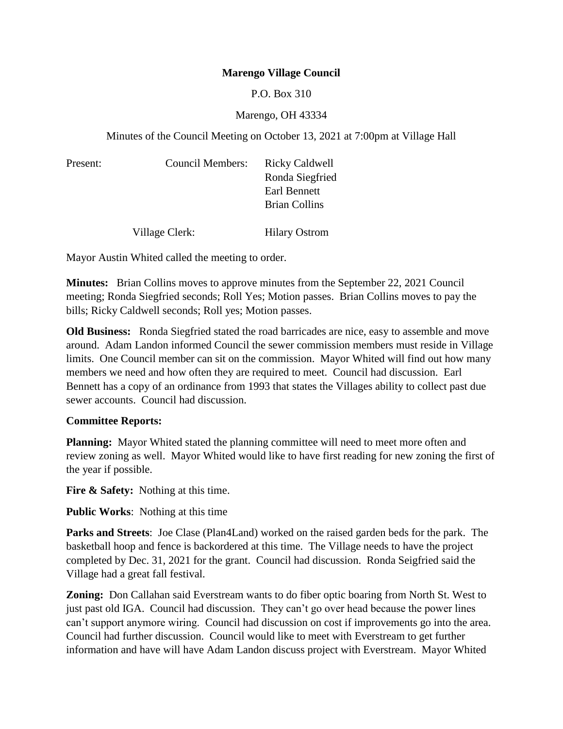**Marengo Village Council**

P.O. Box 310

Marengo, OH 43334

Minutes of the Council Meeting on October 13, 2021 at 7:00pm at Village Hall

| Present: | Council Members: | Ricky Caldwell |
|---|---|---|
| | | Ronda Siegfried |
| | | Earl Bennett |
| | | Brian Collins |
| | Village Clerk: | Hilary Ostrom |

Mayor Austin Whited called the meeting to order.

**Minutes:** Brian Collins moves to approve minutes from the September 22, 2021 Council meeting; Ronda Siegfried seconds; Roll Yes; Motion passes. Brian Collins moves to pay the bills; Ricky Caldwell seconds; Roll yes; Motion passes.

**Old Business:** Ronda Siegfried stated the road barricades are nice, easy to assemble and move around. Adam Landon informed Council the sewer commission members must reside in Village limits. One Council member can sit on the commission. Mayor Whited will find out how many members we need and how often they are required to meet. Council had discussion. Earl Bennett has a copy of an ordinance from 1993 that states the Villages ability to collect past due sewer accounts. Council had discussion.

**Committee Reports:**

**Planning:** Mayor Whited stated the planning committee will need to meet more often and review zoning as well. Mayor Whited would like to have first reading for new zoning the first of the year if possible.

**Fire & Safety:** Nothing at this time.

**Public Works**: Nothing at this time

**Parks and Streets**: Joe Clase (Plan4Land) worked on the raised garden beds for the park. The basketball hoop and fence is backordered at this time. The Village needs to have the project completed by Dec. 31, 2021 for the grant. Council had discussion. Ronda Seigfried said the Village had a great fall festival.

**Zoning:** Don Callahan said Everstream wants to do fiber optic boaring from North St. West to just past old IGA. Council had discussion. They can't go over head because the power lines can't support anymore wiring. Council had discussion on cost if improvements go into the area. Council had further discussion. Council would like to meet with Everstream to get further information and have will have Adam Landon discuss project with Everstream. Mayor Whited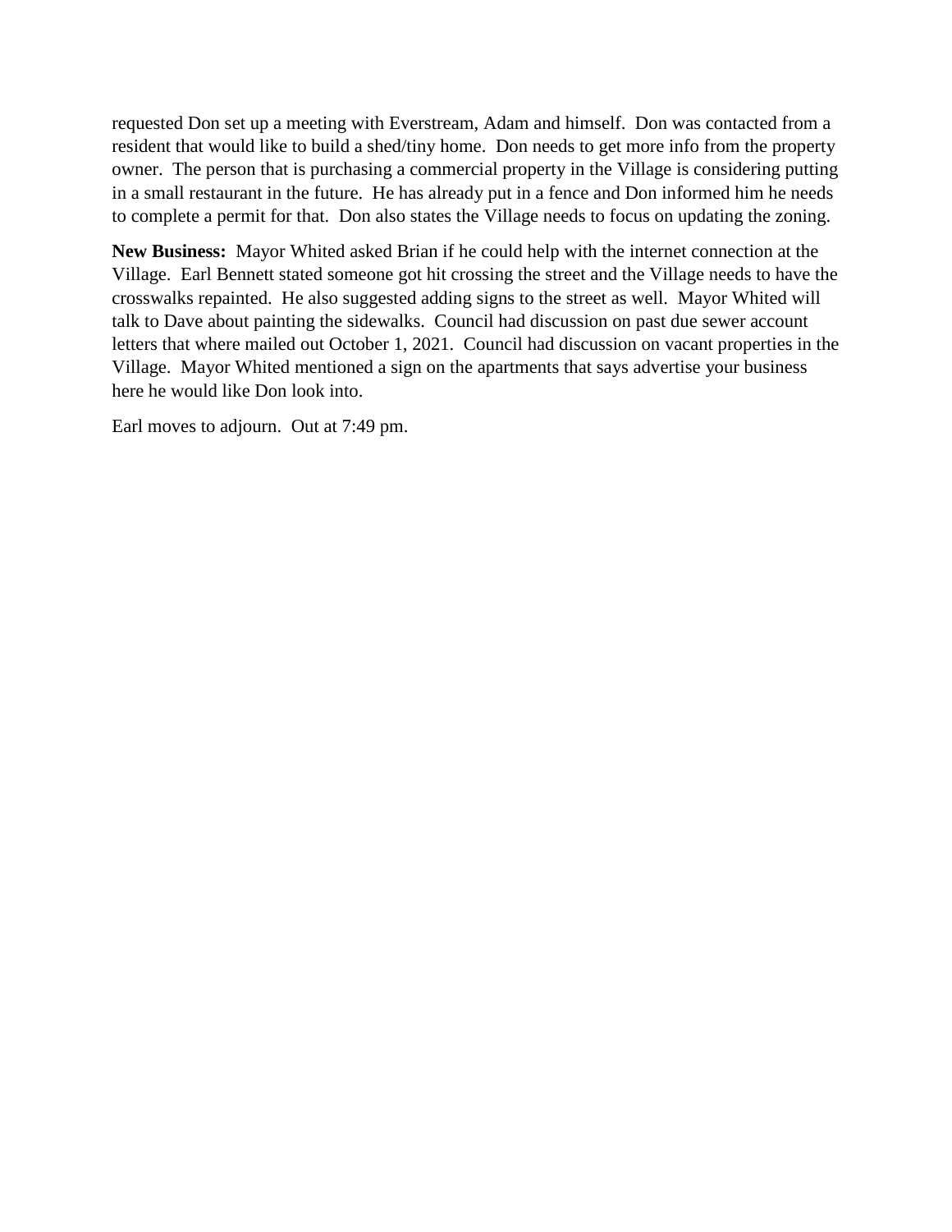requested Don set up a meeting with Everstream, Adam and himself. Don was contacted from a resident that would like to build a shed/tiny home. Don needs to get more info from the property owner. The person that is purchasing a commercial property in the Village is considering putting in a small restaurant in the future. He has already put in a fence and Don informed him he needs to complete a permit for that. Don also states the Village needs to focus on updating the zoning.

**New Business:** Mayor Whited asked Brian if he could help with the internet connection at the Village. Earl Bennett stated someone got hit crossing the street and the Village needs to have the crosswalks repainted. He also suggested adding signs to the street as well. Mayor Whited will talk to Dave about painting the sidewalks. Council had discussion on past due sewer account letters that where mailed out October 1, 2021. Council had discussion on vacant properties in the Village. Mayor Whited mentioned a sign on the apartments that says advertise your business here he would like Don look into.

Earl moves to adjourn. Out at 7:49 pm.